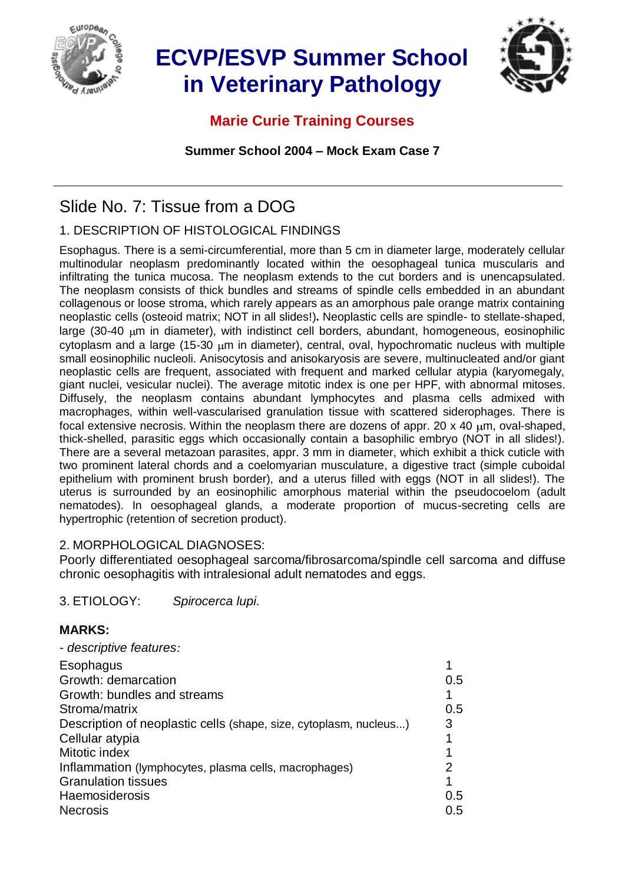# ECVP/ESVP Summer School in Veterinary Pathology

## Marie Curie Training Courses

**Summer School 2004 – Mock Exam Case 7**

---

## Slide No. 7: Tissue from a DOG

### 1. DESCRIPTION OF HISTOLOGICAL FINDINGS

Esophagus. There is a semi-circumferential, more than 5 cm in diameter large, moderately cellular multinodular neoplasm predominantly located within the oesophageal tunica muscularis and infiltrating the tunica mucosa. The neoplasm extends to the cut borders and is unencapsulated. The neoplasm consists of thick bundles and streams of spindle cells embedded in an abundant collagenous or loose stroma, which rarely appears as an amorphous pale orange matrix containing neoplastic cells (osteoid matrix; NOT in all slides!). Neoplastic cells are spindle- to stellate-shaped, large (30-40 μm in diameter), with indistinct cell borders, abundant, homogeneous, eosinophilic cytoplasm and a large (15-30 μm in diameter), central, oval, hypochromatic nucleus with multiple small eosinophilic nucleoli. Anisocytosis and anisokaryosis are severe, multinucleated and/or giant neoplastic cells are frequent, associated with frequent and marked cellular atypia (karyomegaly, giant nuclei, vesicular nuclei). The average mitotic index is one per HPF, with abnormal mitoses. Diffusely, the neoplasm contains abundant lymphocytes and plasma cells admixed with macrophages, within well-vascularised granulation tissue with scattered siderophages. There is focal extensive necrosis. Within the neoplasm there are dozens of appr. 20 x 40 μm, oval-shaped, thick-shelled, parasitic eggs which occasionally contain a basophilic embryo (NOT in all slides!). There are a several metazoan parasites, appr. 3 mm in diameter, which exhibit a thick cuticle with two prominent lateral chords and a coelomyarian musculature, a digestive tract (simple cuboidal epithelium with prominent brush border), and a uterus filled with eggs (NOT in all slides!). The uterus is surrounded by an eosinophilic amorphous material within the pseudocoelom (adult nematodes). In oesophageal glands, a moderate proportion of mucus-secreting cells are hypertrophic (retention of secretion product).

### 2. MORPHOLOGICAL DIAGNOSES:

Poorly differentiated oesophageal sarcoma/fibrosarcoma/spindle cell sarcoma and diffuse chronic oesophagitis with intralesional adult nematodes and eggs.

### 3. ETIOLOGY: *Spirocerca lupi*.

**MARKS:**

- *descriptive features:*

| | |
|---|---|
| Esophagus | 1 |
| Growth: demarcation | 0.5 |
| Growth: bundles and streams | 1 |
| Stroma/matrix | 0.5 |
| Description of neoplastic cells (shape, size, cytoplasm, nucleus...) | 3 |
| Cellular atypia | 1 |
| Mitotic index | 1 |
| Inflammation (lymphocytes, plasma cells, macrophages) | 2 |
| Granulation tissues | 1 |
| Haemosiderosis | 0.5 |
| Necrosis | 0.5 |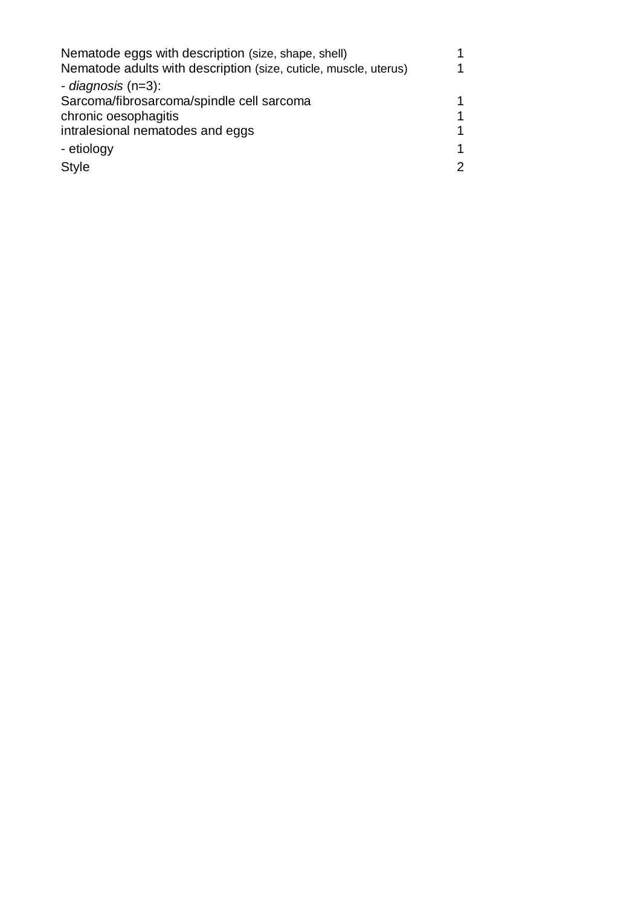| | |
|---|---|
| Nematode eggs with description (size, shape, shell) | 1 |
| Nematode adults with description (size, cuticle, muscle, uterus) | 1 |
| - *diagnosis* (n=3): | |
| Sarcoma/fibrosarcoma/spindle cell sarcoma | 1 |
| chronic oesophagitis | 1 |
| intralesional nematodes and eggs | 1 |
| - etiology | 1 |
| Style | 2 |